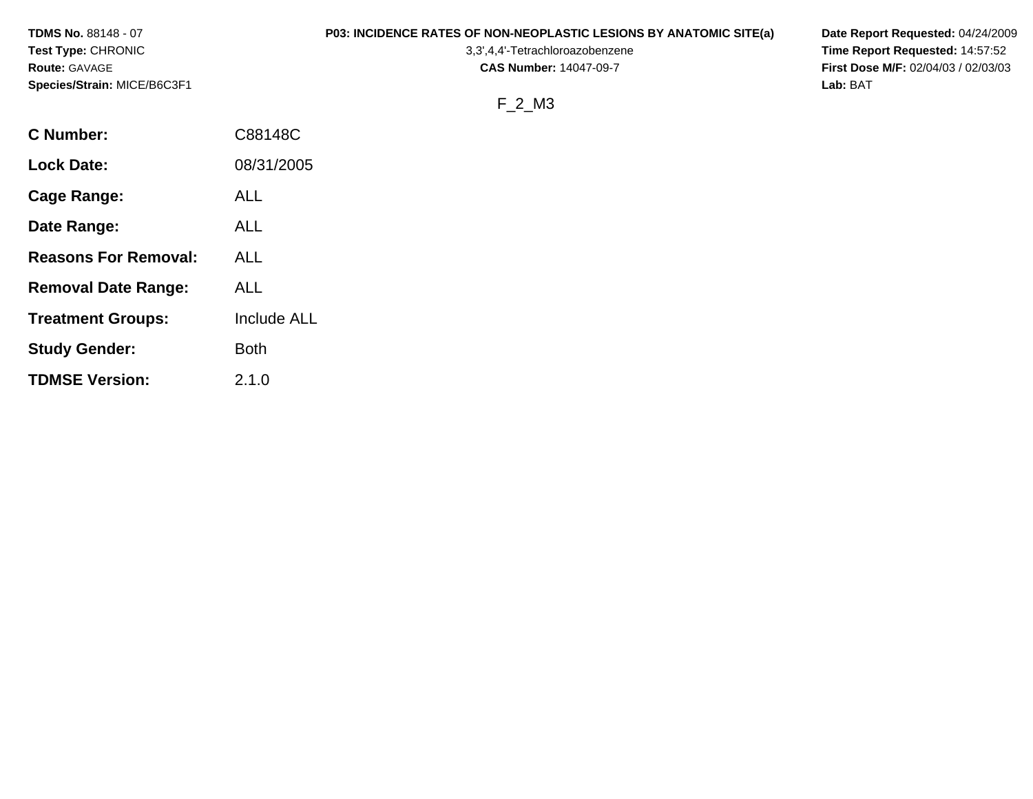**TDMS No.** 88148 - 07
**Test Type:** CHRONIC
**Route:** GAVAGE
**Species/Strain:** MICE/B6C3F1

**P03: INCIDENCE RATES OF NON-NEOPLASTIC LESIONS BY ANATOMIC SITE(a)**
3,3',4,4'-Tetrachloroazobenzene
**CAS Number:** 14047-09-7

**Date Report Requested:** 04/24/2009
**Time Report Requested:** 14:57:52
**First Dose M/F:** 02/04/03 / 02/03/03
**Lab:** BAT

F_2_M3

| | |
|---|---|
| **C Number:** | C88148C |
| **Lock Date:** | 08/31/2005 |
| **Cage Range:** | ALL |
| **Date Range:** | ALL |
| **Reasons For Removal:** | ALL |
| **Removal Date Range:** | ALL |
| **Treatment Groups:** | Include ALL |
| **Study Gender:** | Both |
| **TDMSE Version:** | 2.1.0 |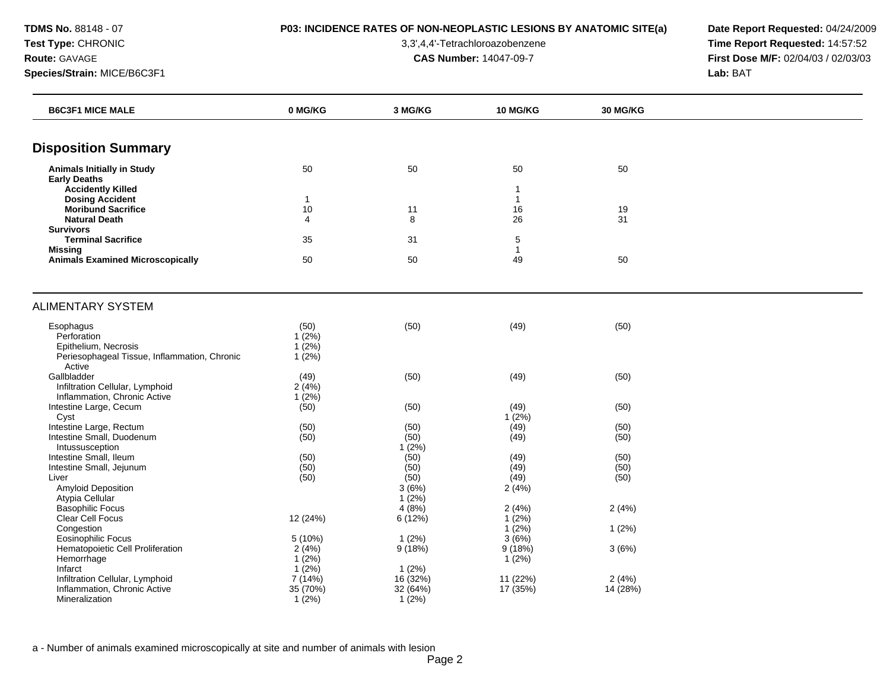**TDMS No.** 88148 - 07
**Test Type:** CHRONIC
**Route:** GAVAGE
**Species/Strain:** MICE/B6C3F1

**P03: INCIDENCE RATES OF NON-NEOPLASTIC LESIONS BY ANATOMIC SITE(a)**

3,3',4,4'-Tetrachloroazobenzene

**CAS Number:** 14047-09-7

**Date Report Requested:** 04/24/2009
**Time Report Requested:** 14:57:52
**First Dose M/F:** 02/04/03 / 02/03/03
**Lab:** BAT

| B6C3F1 MICE MALE | 0 MG/KG | 3 MG/KG | 10 MG/KG | 30 MG/KG |
|---|---|---|---|---|
| **Disposition Summary** | | | | |
| **Animals Initially in Study** | 50 | 50 | 50 | 50 |
| **Early Deaths** | | | | |
| **Accidently Killed** | | | 1 | |
| **Dosing Accident** | 1 | | 1 | |
| **Moribund Sacrifice** | 10 | 11 | 16 | 19 |
| **Natural Death** | 4 | 8 | 26 | 31 |
| **Survivors** | | | | |
| **Terminal Sacrifice** | 35 | 31 | 5 | |
| **Missing** | | | 1 | |
| **Animals Examined Microscopically** | 50 | 50 | 49 | 50 |
| ALIMENTARY SYSTEM | | | | |
| Esophagus | (50) | (50) | (49) | (50) |
| Perforation | 1 (2%) | | | |
| Epithelium, Necrosis | 1 (2%) | | | |
| Periesophageal Tissue, Inflammation, Chronic Active | 1 (2%) | | | |
| Gallbladder | (49) | (50) | (49) | (50) |
| Infiltration Cellular, Lymphoid | 2 (4%) | | | |
| Inflammation, Chronic Active | 1 (2%) | | | |
| Intestine Large, Cecum | (50) | (50) | (49) | (50) |
| Cyst | | | 1 (2%) | |
| Intestine Large, Rectum | (50) | (50) | (49) | (50) |
| Intestine Small, Duodenum | (50) | (50) | (49) | (50) |
| Intussusception | | 1 (2%) | | |
| Intestine Small, Ileum | (50) | (50) | (49) | (50) |
| Intestine Small, Jejunum | (50) | (50) | (49) | (50) |
| Liver | (50) | (50) | (49) | (50) |
| Amyloid Deposition | | 3 (6%) | 2 (4%) | |
| Atypia Cellular | | 1 (2%) | | |
| Basophilic Focus | | 4 (8%) | 2 (4%) | 2 (4%) |
| Clear Cell Focus | 12 (24%) | 6 (12%) | 1 (2%) | |
| Congestion | | | 1 (2%) | 1 (2%) |
| Eosinophilic Focus | 5 (10%) | 1 (2%) | 3 (6%) | |
| Hematopoietic Cell Proliferation | 2 (4%) | 9 (18%) | 9 (18%) | 3 (6%) |
| Hemorrhage | 1 (2%) | | 1 (2%) | |
| Infarct | 1 (2%) | 1 (2%) | | |
| Infiltration Cellular, Lymphoid | 7 (14%) | 16 (32%) | 11 (22%) | 2 (4%) |
| Inflammation, Chronic Active | 35 (70%) | 32 (64%) | 17 (35%) | 14 (28%) |
| Mineralization | 1 (2%) | 1 (2%) | | |

a - Number of animals examined microscopically at site and number of animals with lesion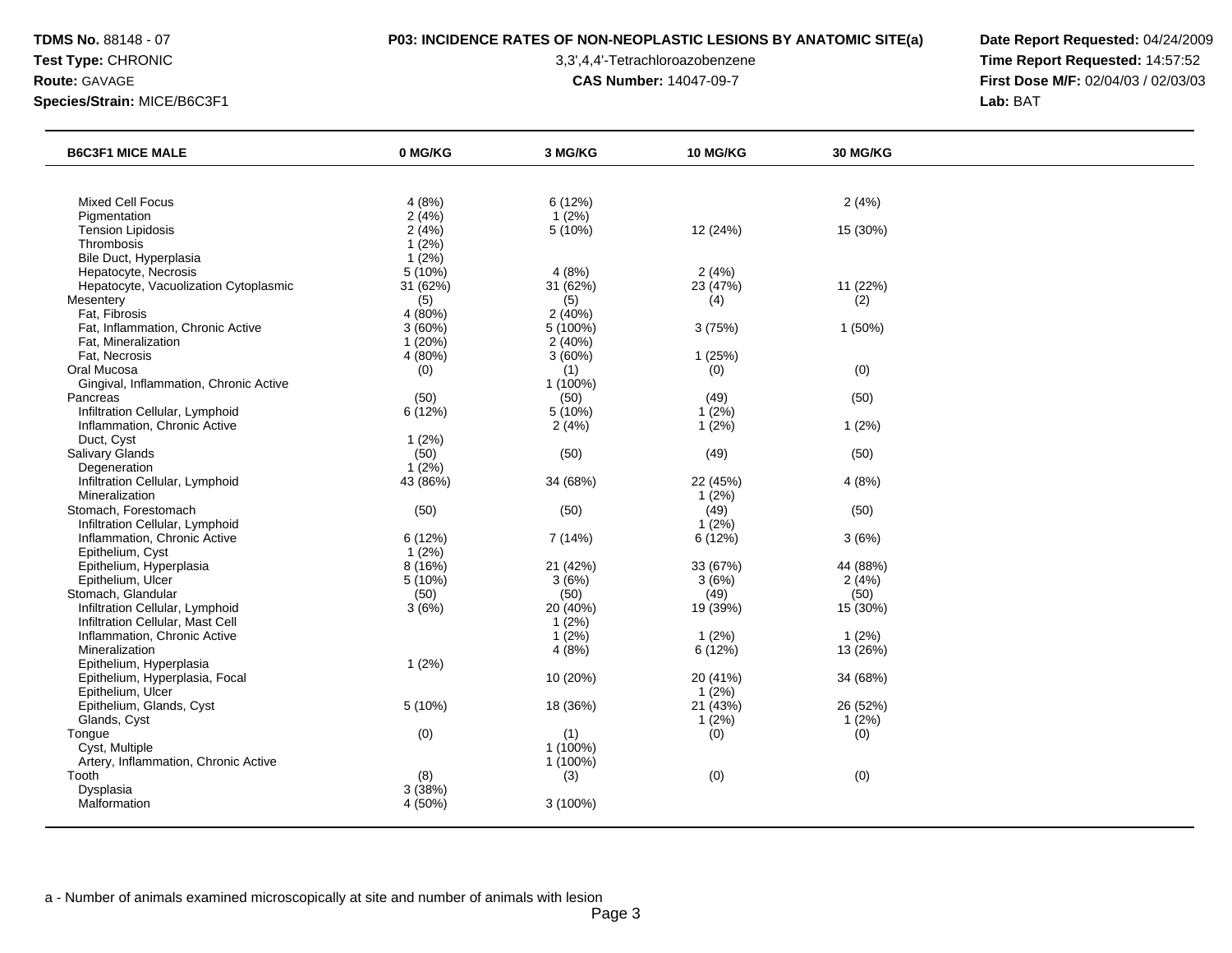| B6C3F1 MICE MALE | 0 MG/KG | 3 MG/KG | 10 MG/KG | 30 MG/KG |
|---|---|---|---|---|
| Mixed Cell Focus | 4 (8%) | 6 (12%) | | 2 (4%) |
| Pigmentation | 2 (4%) | 1 (2%) | | |
| Tension Lipidosis | 2 (4%) | 5 (10%) | 12 (24%) | 15 (30%) |
| Thrombosis | 1 (2%) | | | |
| Bile Duct, Hyperplasia | 1 (2%) | | | |
| Hepatocyte, Necrosis | 5 (10%) | 4 (8%) | 2 (4%) | |
| Hepatocyte, Vacuolization Cytoplasmic | 31 (62%) | 31 (62%) | 23 (47%) | 11 (22%) |
| Mesentery | (5) | (5) | (4) | (2) |
| Fat, Fibrosis | 4 (80%) | 2 (40%) | | |
| Fat, Inflammation, Chronic Active | 3 (60%) | 5 (100%) | 3 (75%) | 1 (50%) |
| Fat, Mineralization | 1 (20%) | 2 (40%) | | |
| Fat, Necrosis | 4 (80%) | 3 (60%) | 1 (25%) | |
| Oral Mucosa | (0) | (1) | (0) | (0) |
| Gingival, Inflammation, Chronic Active | | 1 (100%) | | |
| Pancreas | (50) | (50) | (49) | (50) |
| Infiltration Cellular, Lymphoid | 6 (12%) | 5 (10%) | 1 (2%) | |
| Inflammation, Chronic Active | | 2 (4%) | 1 (2%) | 1 (2%) |
| Duct, Cyst | 1 (2%) | | | |
| Salivary Glands | (50) | (50) | (49) | (50) |
| Degeneration | 1 (2%) | | | |
| Infiltration Cellular, Lymphoid | 43 (86%) | 34 (68%) | 22 (45%) | 4 (8%) |
| Mineralization | | | 1 (2%) | |
| Stomach, Forestomach | (50) | (50) | (49) | (50) |
| Infiltration Cellular, Lymphoid | | | 1 (2%) | |
| Inflammation, Chronic Active | 6 (12%) | 7 (14%) | 6 (12%) | 3 (6%) |
| Epithelium, Cyst | 1 (2%) | | | |
| Epithelium, Hyperplasia | 8 (16%) | 21 (42%) | 33 (67%) | 44 (88%) |
| Epithelium, Ulcer | 5 (10%) | 3 (6%) | 3 (6%) | 2 (4%) |
| Stomach, Glandular | (50) | (50) | (49) | (50) |
| Infiltration Cellular, Lymphoid | 3 (6%) | 20 (40%) | 19 (39%) | 15 (30%) |
| Infiltration Cellular, Mast Cell | | 1 (2%) | | |
| Inflammation, Chronic Active | | 1 (2%) | 1 (2%) | 1 (2%) |
| Mineralization | | 4 (8%) | 6 (12%) | 13 (26%) |
| Epithelium, Hyperplasia | 1 (2%) | | | |
| Epithelium, Hyperplasia, Focal | | 10 (20%) | 20 (41%) | 34 (68%) |
| Epithelium, Ulcer | | | 1 (2%) | |
| Epithelium, Glands, Cyst | 5 (10%) | 18 (36%) | 21 (43%) | 26 (52%) |
| Glands, Cyst | | | 1 (2%) | 1 (2%) |
| Tongue | (0) | (1) | (0) | (0) |
| Cyst, Multiple | | 1 (100%) | | |
| Artery, Inflammation, Chronic Active | | 1 (100%) | | |
| Tooth | (8) | (3) | (0) | (0) |
| Dysplasia | 3 (38%) | | | |
| Malformation | 4 (50%) | 3 (100%) | | |

a - Number of animals examined microscopically at site and number of animals with lesion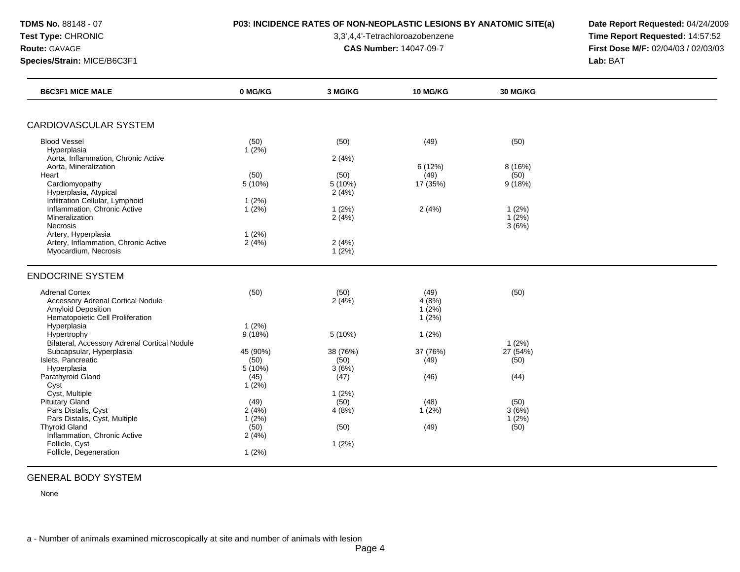**TDMS No.** 88148 - 07
**Test Type:** CHRONIC
**Route:** GAVAGE
**Species/Strain:** MICE/B6C3F1

**P03: INCIDENCE RATES OF NON-NEOPLASTIC LESIONS BY ANATOMIC SITE(a)**

3,3',4,4'-Tetrachloroazobenzene

**CAS Number:** 14047-09-7

**Date Report Requested:** 04/24/2009
**Time Report Requested:** 14:57:52
**First Dose M/F:** 02/04/03 / 02/03/03
**Lab:** BAT

| B6C3F1 MICE MALE | 0 MG/KG | 3 MG/KG | 10 MG/KG | 30 MG/KG |
|---|---|---|---|---|
| **CARDIOVASCULAR SYSTEM** | | | | |
| Blood Vessel | (50) | (50) | (49) | (50) |
| Hyperplasia | 1 (2%) | | | |
| Aorta, Inflammation, Chronic Active | | 2 (4%) | | |
| Aorta, Mineralization | | | 6 (12%) | 8 (16%) |
| Heart | (50) | (50) | (49) | (50) |
| Cardiomyopathy | 5 (10%) | 5 (10%) | 17 (35%) | 9 (18%) |
| Hyperplasia, Atypical | | 2 (4%) | | |
| Infiltration Cellular, Lymphoid | 1 (2%) | | | |
| Inflammation, Chronic Active | 1 (2%) | 1 (2%) | 2 (4%) | 1 (2%) |
| Mineralization | | 2 (4%) | | 1 (2%) |
| Necrosis | | | | 3 (6%) |
| Artery, Hyperplasia | 1 (2%) | | | |
| Artery, Inflammation, Chronic Active | 2 (4%) | 2 (4%) | | |
| Myocardium, Necrosis | | 1 (2%) | | |
| **ENDOCRINE SYSTEM** | | | | |
| Adrenal Cortex | (50) | (50) | (49) | (50) |
| Accessory Adrenal Cortical Nodule | | 2 (4%) | 4 (8%) | |
| Amyloid Deposition | | | 1 (2%) | |
| Hematopoietic Cell Proliferation | | | 1 (2%) | |
| Hyperplasia | 1 (2%) | | | |
| Hypertrophy | 9 (18%) | 5 (10%) | 1 (2%) | |
| Bilateral, Accessory Adrenal Cortical Nodule | | | | 1 (2%) |
| Subcapsular, Hyperplasia | 45 (90%) | 38 (76%) | 37 (76%) | 27 (54%) |
| Islets, Pancreatic | (50) | (50) | (49) | (50) |
| Hyperplasia | 5 (10%) | 3 (6%) | | |
| Parathyroid Gland | (45) | (47) | (46) | (44) |
| Cyst | 1 (2%) | | | |
| Cyst, Multiple | | 1 (2%) | | |
| Pituitary Gland | (49) | (50) | (48) | (50) |
| Pars Distalis, Cyst | 2 (4%) | 4 (8%) | 1 (2%) | 3 (6%) |
| Pars Distalis, Cyst, Multiple | 1 (2%) | | | 1 (2%) |
| Thyroid Gland | (50) | (50) | (49) | (50) |
| Inflammation, Chronic Active | 2 (4%) | | | |
| Follicle, Cyst | | 1 (2%) | | |
| Follicle, Degeneration | 1 (2%) | | | |
| **GENERAL BODY SYSTEM** | | | | |
| None | | | | |

a - Number of animals examined microscopically at site and number of animals with lesion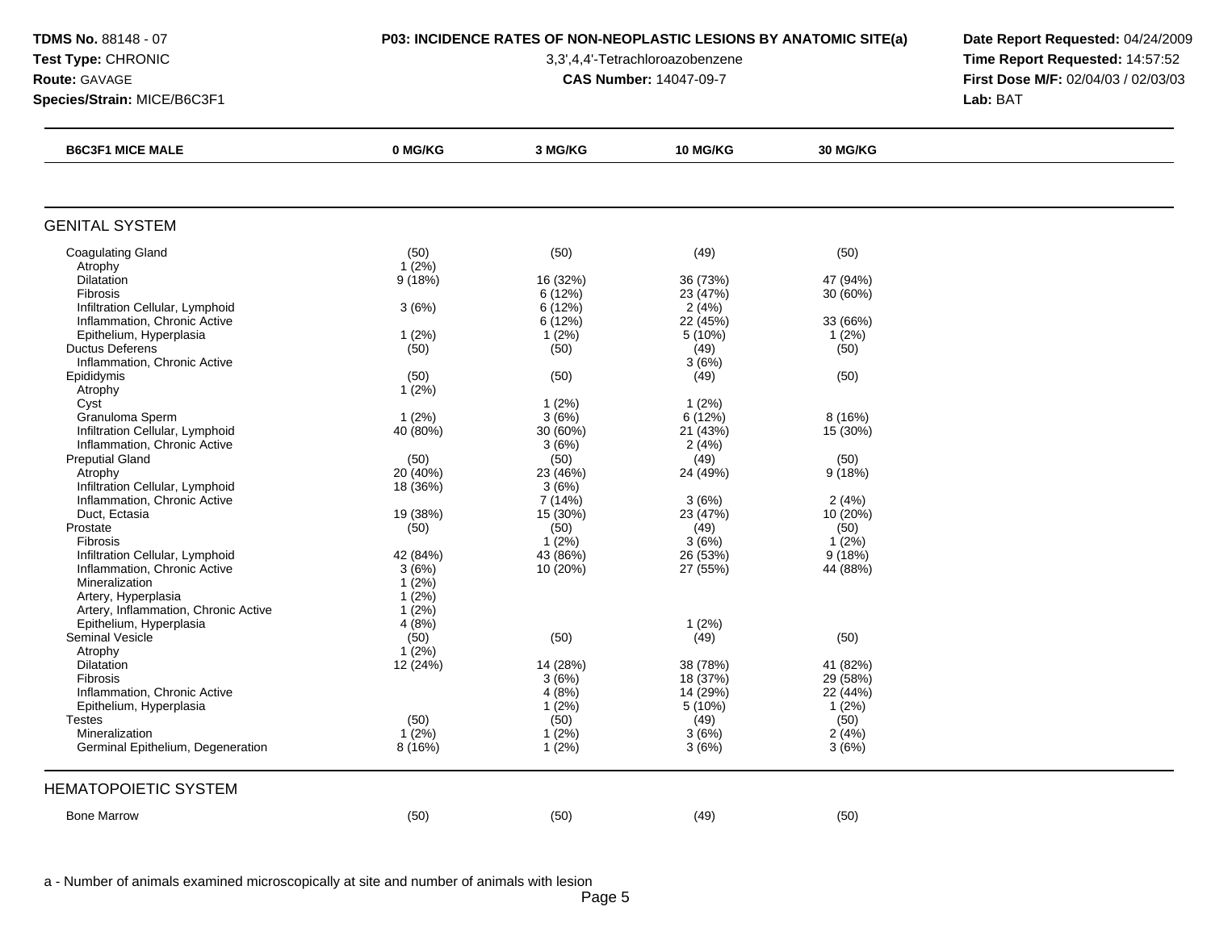**TDMS No.** 88148 - 07
**Test Type:** CHRONIC
**Route:** GAVAGE
**Species/Strain:** MICE/B6C3F1

**P03: INCIDENCE RATES OF NON-NEOPLASTIC LESIONS BY ANATOMIC SITE(a)**
3,3',4,4'-Tetrachloroazobenzene
**CAS Number:** 14047-09-7

**Date Report Requested:** 04/24/2009
**Time Report Requested:** 14:57:52
**First Dose M/F:** 02/04/03 / 02/03/03
**Lab:** BAT

| B6C3F1 MICE MALE | 0 MG/KG | 3 MG/KG | 10 MG/KG | 30 MG/KG |
|---|---|---|---|---|
| **GENITAL SYSTEM** | | | | |
| Coagulating Gland | (50) | (50) | (49) | (50) |
| Atrophy | 1 (2%) | | | |
| Dilatation | 9 (18%) | 16 (32%) | 36 (73%) | 47 (94%) |
| Fibrosis | | 6 (12%) | 23 (47%) | 30 (60%) |
| Infiltration Cellular, Lymphoid | 3 (6%) | 6 (12%) | 2 (4%) | |
| Inflammation, Chronic Active | | 6 (12%) | 22 (45%) | 33 (66%) |
| Epithelium, Hyperplasia | 1 (2%) | 1 (2%) | 5 (10%) | 1 (2%) |
| Ductus Deferens | (50) | (50) | (49) | (50) |
| Inflammation, Chronic Active | | | 3 (6%) | |
| Epididymis | (50) | (50) | (49) | (50) |
| Atrophy | 1 (2%) | | | |
| Cyst | | 1 (2%) | 1 (2%) | |
| Granuloma Sperm | 1 (2%) | 3 (6%) | 6 (12%) | 8 (16%) |
| Infiltration Cellular, Lymphoid | 40 (80%) | 30 (60%) | 21 (43%) | 15 (30%) |
| Inflammation, Chronic Active | | 3 (6%) | 2 (4%) | |
| Preputial Gland | (50) | (50) | (49) | (50) |
| Atrophy | 20 (40%) | 23 (46%) | 24 (49%) | 9 (18%) |
| Infiltration Cellular, Lymphoid | 18 (36%) | 3 (6%) | | |
| Inflammation, Chronic Active | | 7 (14%) | 3 (6%) | 2 (4%) |
| Duct, Ectasia | 19 (38%) | 15 (30%) | 23 (47%) | 10 (20%) |
| Prostate | (50) | (50) | (49) | (50) |
| Fibrosis | | 1 (2%) | 3 (6%) | 1 (2%) |
| Infiltration Cellular, Lymphoid | 42 (84%) | 43 (86%) | 26 (53%) | 9 (18%) |
| Inflammation, Chronic Active | 3 (6%) | 10 (20%) | 27 (55%) | 44 (88%) |
| Mineralization | 1 (2%) | | | |
| Artery, Hyperplasia | 1 (2%) | | | |
| Artery, Inflammation, Chronic Active | 1 (2%) | | | |
| Epithelium, Hyperplasia | 4 (8%) | | 1 (2%) | |
| Seminal Vesicle | (50) | (50) | (49) | (50) |
| Atrophy | 1 (2%) | | | |
| Dilatation | 12 (24%) | 14 (28%) | 38 (78%) | 41 (82%) |
| Fibrosis | | 3 (6%) | 18 (37%) | 29 (58%) |
| Inflammation, Chronic Active | | 4 (8%) | 14 (29%) | 22 (44%) |
| Epithelium, Hyperplasia | | 1 (2%) | 5 (10%) | 1 (2%) |
| Testes | (50) | (50) | (49) | (50) |
| Mineralization | 1 (2%) | 1 (2%) | 3 (6%) | 2 (4%) |
| Germinal Epithelium, Degeneration | 8 (16%) | 1 (2%) | 3 (6%) | 3 (6%) |
| **HEMATOPOIETIC SYSTEM** | | | | |
| Bone Marrow | (50) | (50) | (49) | (50) |

a - Number of animals examined microscopically at site and number of animals with lesion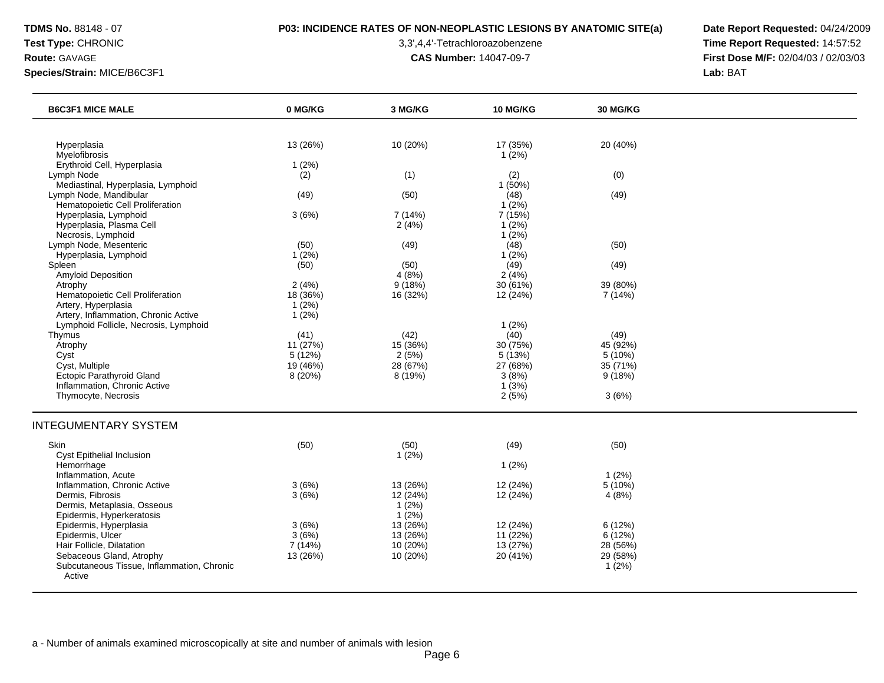**TDMS No.** 88148 - 07
**Test Type:** CHRONIC
**Route:** GAVAGE
**Species/Strain:** MICE/B6C3F1

**P03: INCIDENCE RATES OF NON-NEOPLASTIC LESIONS BY ANATOMIC SITE(a)**
3,3',4,4'-Tetrachloroazobenzene
**CAS Number:** 14047-09-7

**Date Report Requested:** 04/24/2009
**Time Report Requested:** 14:57:52
**First Dose M/F:** 02/04/03 / 02/03/03
**Lab:** BAT

| B6C3F1 MICE MALE | 0 MG/KG | 3 MG/KG | 10 MG/KG | 30 MG/KG |
|---|---|---|---|---|
| Hyperplasia | 13 (26%) | 10 (20%) | 17 (35%) | 20 (40%) |
| Myelofibrosis | | | 1 (2%) | |
| Erythroid Cell, Hyperplasia | 1 (2%) | | | |
| Lymph Node | (2) | (1) | (2) | (0) |
| Mediastinal, Hyperplasia, Lymphoid | | | 1 (50%) | |
| Lymph Node, Mandibular | (49) | (50) | (48) | (49) |
| Hematopoietic Cell Proliferation | | | 1 (2%) | |
| Hyperplasia, Lymphoid | 3 (6%) | 7 (14%) | 7 (15%) | |
| Hyperplasia, Plasma Cell | | 2 (4%) | 1 (2%) | |
| Necrosis, Lymphoid | | | 1 (2%) | |
| Lymph Node, Mesenteric | (50) | (49) | (48) | (50) |
| Hyperplasia, Lymphoid | 1 (2%) | | 1 (2%) | |
| Spleen | (50) | (50) | (49) | (49) |
| Amyloid Deposition | | 4 (8%) | 2 (4%) | |
| Atrophy | 2 (4%) | 9 (18%) | 30 (61%) | 39 (80%) |
| Hematopoietic Cell Proliferation | 18 (36%) | 16 (32%) | 12 (24%) | 7 (14%) |
| Artery, Hyperplasia | 1 (2%) | | | |
| Artery, Inflammation, Chronic Active | 1 (2%) | | | |
| Lymphoid Follicle, Necrosis, Lymphoid | | | 1 (2%) | |
| Thymus | (41) | (42) | (40) | (49) |
| Atrophy | 11 (27%) | 15 (36%) | 30 (75%) | 45 (92%) |
| Cyst | 5 (12%) | 2 (5%) | 5 (13%) | 5 (10%) |
| Cyst, Multiple | 19 (46%) | 28 (67%) | 27 (68%) | 35 (71%) |
| Ectopic Parathyroid Gland | 8 (20%) | 8 (19%) | 3 (8%) | 9 (18%) |
| Inflammation, Chronic Active | | | 1 (3%) | |
| Thymocyte, Necrosis | | | 2 (5%) | 3 (6%) |

## INTEGUMENTARY SYSTEM

| B6C3F1 MICE MALE | 0 MG/KG | 3 MG/KG | 10 MG/KG | 30 MG/KG |
|---|---|---|---|---|
| Skin | (50) | (50) | (49) | (50) |
| Cyst Epithelial Inclusion | | 1 (2%) | | |
| Hemorrhage | | | 1 (2%) | |
| Inflammation, Acute | | | | 1 (2%) |
| Inflammation, Chronic Active | 3 (6%) | 13 (26%) | 12 (24%) | 5 (10%) |
| Dermis, Fibrosis | 3 (6%) | 12 (24%) | 12 (24%) | 4 (8%) |
| Dermis, Metaplasia, Osseous | | 1 (2%) | | |
| Epidermis, Hyperkeratosis | | 1 (2%) | | |
| Epidermis, Hyperplasia | 3 (6%) | 13 (26%) | 12 (24%) | 6 (12%) |
| Epidermis, Ulcer | 3 (6%) | 13 (26%) | 11 (22%) | 6 (12%) |
| Hair Follicle, Dilatation | 7 (14%) | 10 (20%) | 13 (27%) | 28 (56%) |
| Sebaceous Gland, Atrophy | 13 (26%) | 10 (20%) | 20 (41%) | 29 (58%) |
| Subcutaneous Tissue, Inflammation, Chronic Active | | | | 1 (2%) |

a - Number of animals examined microscopically at site and number of animals with lesion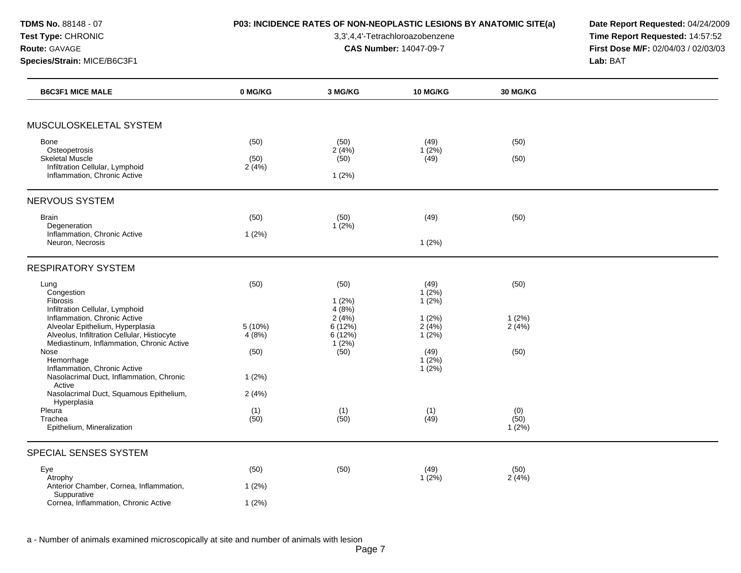**TDMS No.** 88148 - 07
**Test Type:** CHRONIC
**Route:** GAVAGE
**Species/Strain:** MICE/B6C3F1

**P03: INCIDENCE RATES OF NON-NEOPLASTIC LESIONS BY ANATOMIC SITE(a)**

3,3',4,4'-Tetrachloroazobenzene

**CAS Number:** 14047-09-7

**Date Report Requested:** 04/24/2009
**Time Report Requested:** 14:57:52
**First Dose M/F:** 02/04/03 / 02/03/03
**Lab:** BAT

| B6C3F1 MICE MALE | 0 MG/KG | 3 MG/KG | 10 MG/KG | 30 MG/KG |
|---|---|---|---|---|
| **MUSCULOSKELETAL SYSTEM** | | | | |
| Bone | (50) | (50) | (49) | (50) |
| Osteopetrosis | | 2 (4%) | 1 (2%) | |
| Skeletal Muscle | (50) | (50) | (49) | (50) |
| Infiltration Cellular, Lymphoid | 2 (4%) | | | |
| Inflammation, Chronic Active | | 1 (2%) | | |
| **NERVOUS SYSTEM** | | | | |
| Brain | (50) | (50) | (49) | (50) |
| Degeneration | | 1 (2%) | | |
| Inflammation, Chronic Active | 1 (2%) | | | |
| Neuron, Necrosis | | | 1 (2%) | |
| **RESPIRATORY SYSTEM** | | | | |
| Lung | (50) | (50) | (49) | (50) |
| Congestion | | | 1 (2%) | |
| Fibrosis | | 1 (2%) | 1 (2%) | |
| Infiltration Cellular, Lymphoid | | 4 (8%) | | |
| Inflammation, Chronic Active | | 2 (4%) | 1 (2%) | 1 (2%) |
| Alveolar Epithelium, Hyperplasia | 5 (10%) | 6 (12%) | 2 (4%) | 2 (4%) |
| Alveolus, Infiltration Cellular, Histiocyte | 4 (8%) | 6 (12%) | 1 (2%) | |
| Mediastinum, Inflammation, Chronic Active | | 1 (2%) | | |
| Nose | (50) | (50) | (49) | (50) |
| Hemorrhage | | | 1 (2%) | |
| Inflammation, Chronic Active | | | 1 (2%) | |
| Nasolacrimal Duct, Inflammation, Chronic Active | 1 (2%) | | | |
| Nasolacrimal Duct, Squamous Epithelium, Hyperplasia | 2 (4%) | | | |
| Pleura | (1) | (1) | (1) | (0) |
| Trachea | (50) | (50) | (49) | (50) |
| Epithelium, Mineralization | | | | 1 (2%) |
| **SPECIAL SENSES SYSTEM** | | | | |
| Eye | (50) | (50) | (49) | (50) |
| Atrophy | | | 1 (2%) | 2 (4%) |
| Anterior Chamber, Cornea, Inflammation, Suppurative | 1 (2%) | | | |
| Cornea, Inflammation, Chronic Active | 1 (2%) | | | |

a - Number of animals examined microscopically at site and number of animals with lesion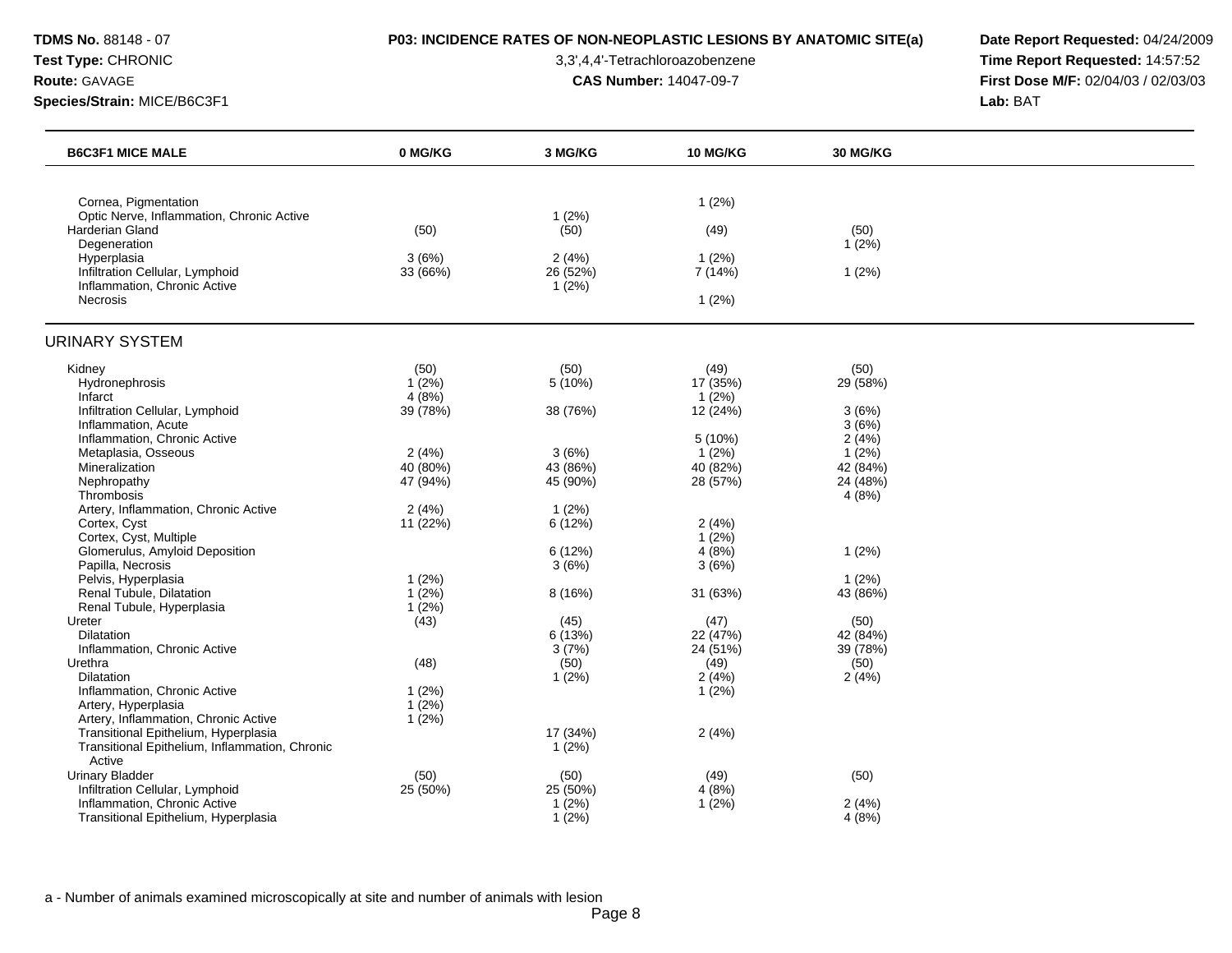**TDMS No.** 88148 - 07
**Test Type:** CHRONIC
**Route:** GAVAGE
**Species/Strain:** MICE/B6C3F1

**P03: INCIDENCE RATES OF NON-NEOPLASTIC LESIONS BY ANATOMIC SITE(a)**
3,3',4,4'-Tetrachloroazobenzene
**CAS Number:** 14047-09-7

**Date Report Requested:** 04/24/2009
**Time Report Requested:** 14:57:52
**First Dose M/F:** 02/04/03 / 02/03/03
**Lab:** BAT

| B6C3F1 MICE MALE | 0 MG/KG | 3 MG/KG | 10 MG/KG | 30 MG/KG |
|---|---|---|---|---|
| Cornea, Pigmentation | | | 1 (2%) | |
| Optic Nerve, Inflammation, Chronic Active | | 1 (2%) | | |
| Harderian Gland | (50) | (50) | (49) | (50) |
| Degeneration | | | | 1 (2%) |
| Hyperplasia | 3 (6%) | 2 (4%) | 1 (2%) | |
| Infiltration Cellular, Lymphoid | 33 (66%) | 26 (52%) | 7 (14%) | 1 (2%) |
| Inflammation, Chronic Active | | 1 (2%) | | |
| Necrosis | | | 1 (2%) | |
| **URINARY SYSTEM** | | | | |
| Kidney | (50) | (50) | (49) | (50) |
| Hydronephrosis | 1 (2%) | 5 (10%) | 17 (35%) | 29 (58%) |
| Infarct | 4 (8%) | | 1 (2%) | |
| Infiltration Cellular, Lymphoid | 39 (78%) | 38 (76%) | 12 (24%) | 3 (6%) |
| Inflammation, Acute | | | | 3 (6%) |
| Inflammation, Chronic Active | | | 5 (10%) | 2 (4%) |
| Metaplasia, Osseous | 2 (4%) | 3 (6%) | 1 (2%) | 1 (2%) |
| Mineralization | 40 (80%) | 43 (86%) | 40 (82%) | 42 (84%) |
| Nephropathy | 47 (94%) | 45 (90%) | 28 (57%) | 24 (48%) |
| Thrombosis | | | | 4 (8%) |
| Artery, Inflammation, Chronic Active | 2 (4%) | 1 (2%) | | |
| Cortex, Cyst | 11 (22%) | 6 (12%) | 2 (4%) | |
| Cortex, Cyst, Multiple | | | 1 (2%) | |
| Glomerulus, Amyloid Deposition | | 6 (12%) | 4 (8%) | 1 (2%) |
| Papilla, Necrosis | | 3 (6%) | 3 (6%) | |
| Pelvis, Hyperplasia | 1 (2%) | | | 1 (2%) |
| Renal Tubule, Dilatation | 1 (2%) | 8 (16%) | 31 (63%) | 43 (86%) |
| Renal Tubule, Hyperplasia | 1 (2%) | | | |
| Ureter | (43) | (45) | (47) | (50) |
| Dilatation | | 6 (13%) | 22 (47%) | 42 (84%) |
| Inflammation, Chronic Active | | 3 (7%) | 24 (51%) | 39 (78%) |
| Urethra | (48) | (50) | (49) | (50) |
| Dilatation | | 1 (2%) | 2 (4%) | 2 (4%) |
| Inflammation, Chronic Active | 1 (2%) | | 1 (2%) | |
| Artery, Hyperplasia | 1 (2%) | | | |
| Artery, Inflammation, Chronic Active | 1 (2%) | | | |
| Transitional Epithelium, Hyperplasia | | 17 (34%) | 2 (4%) | |
| Transitional Epithelium, Inflammation, Chronic Active | | 1 (2%) | | |
| Urinary Bladder | (50) | (50) | (49) | (50) |
| Infiltration Cellular, Lymphoid | 25 (50%) | 25 (50%) | 4 (8%) | |
| Inflammation, Chronic Active | | 1 (2%) | 1 (2%) | 2 (4%) |
| Transitional Epithelium, Hyperplasia | | 1 (2%) | | 4 (8%) |

a - Number of animals examined microscopically at site and number of animals with lesion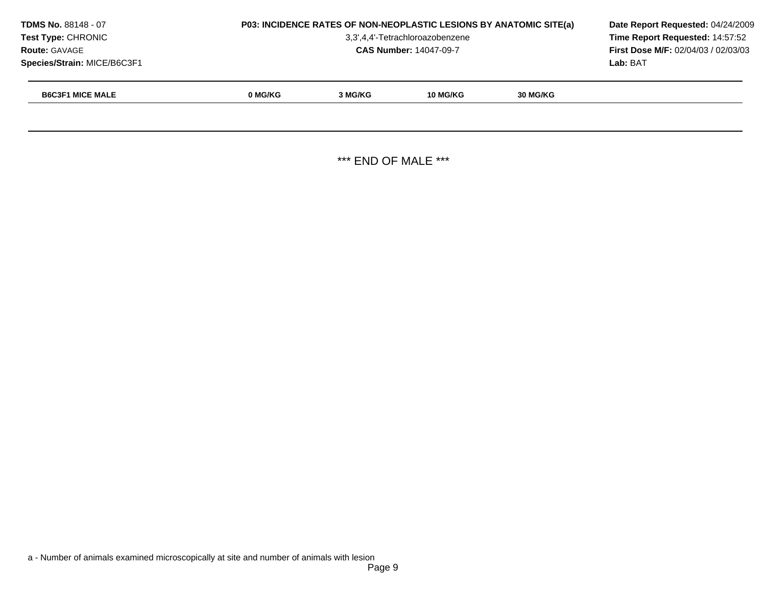| B6C3F1 MICE MALE | 0 MG/KG | 3 MG/KG | 10 MG/KG | 30 MG/KG |
|---|---|---|---|---|

*** END OF MALE ***

a - Number of animals examined microscopically at site and number of animals with lesion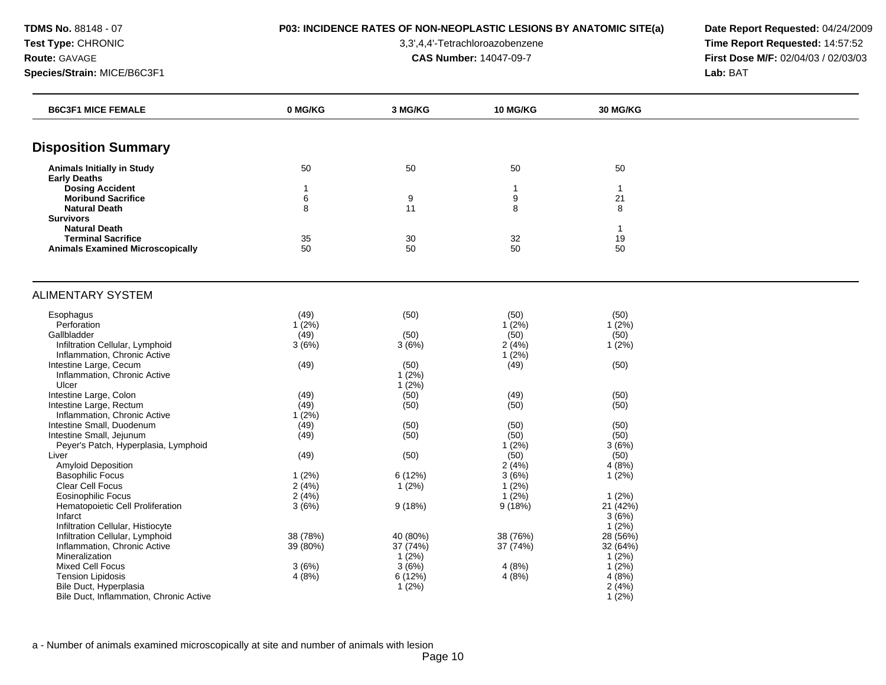**TDMS No.** 88148 - 07
**Test Type:** CHRONIC
**Route:** GAVAGE
**Species/Strain:** MICE/B6C3F1

**P03: INCIDENCE RATES OF NON-NEOPLASTIC LESIONS BY ANATOMIC SITE(a)**
3,3',4,4'-Tetrachloroazobenzene
**CAS Number:** 14047-09-7

**Date Report Requested:** 04/24/2009
**Time Report Requested:** 14:57:52
**First Dose M/F:** 02/04/03 / 02/03/03
**Lab:** BAT

| B6C3F1 MICE FEMALE | 0 MG/KG | 3 MG/KG | 10 MG/KG | 30 MG/KG |
|---|---|---|---|---|
| **Disposition Summary** | | | | |
| **Animals Initially in Study** | 50 | 50 | 50 | 50 |
| **Early Deaths** | | | | |
| **Dosing Accident** | 1 | | 1 | 1 |
| **Moribund Sacrifice** | 6 | 9 | 9 | 21 |
| **Natural Death** | 8 | 11 | 8 | 8 |
| **Survivors** | | | | |
| **Natural Death** | | | | 1 |
| **Terminal Sacrifice** | 35 | 30 | 32 | 19 |
| **Animals Examined Microscopically** | 50 | 50 | 50 | 50 |
| ALIMENTARY SYSTEM | | | | |
| Esophagus | (49) | (50) | (50) | (50) |
| Perforation | 1 (2%) | | 1 (2%) | 1 (2%) |
| Gallbladder | (49) | (50) | (50) | (50) |
| Infiltration Cellular, Lymphoid | 3 (6%) | 3 (6%) | 2 (4%) | 1 (2%) |
| Inflammation, Chronic Active | | | 1 (2%) | |
| Intestine Large, Cecum | (49) | (50) | (49) | (50) |
| Inflammation, Chronic Active | | 1 (2%) | | |
| Ulcer | | 1 (2%) | | |
| Intestine Large, Colon | (49) | (50) | (49) | (50) |
| Intestine Large, Rectum | (49) | (50) | (50) | (50) |
| Inflammation, Chronic Active | 1 (2%) | | | |
| Intestine Small, Duodenum | (49) | (50) | (50) | (50) |
| Intestine Small, Jejunum | (49) | (50) | (50) | (50) |
| Peyer's Patch, Hyperplasia, Lymphoid | | | 1 (2%) | 3 (6%) |
| Liver | (49) | (50) | (50) | (50) |
| Amyloid Deposition | | | 2 (4%) | 4 (8%) |
| Basophilic Focus | 1 (2%) | 6 (12%) | 3 (6%) | 1 (2%) |
| Clear Cell Focus | 2 (4%) | 1 (2%) | 1 (2%) | |
| Eosinophilic Focus | 2 (4%) | | 1 (2%) | 1 (2%) |
| Hematopoietic Cell Proliferation | 3 (6%) | 9 (18%) | 9 (18%) | 21 (42%) |
| Infarct | | | | 3 (6%) |
| Infiltration Cellular, Histiocyte | | | | 1 (2%) |
| Infiltration Cellular, Lymphoid | 38 (78%) | 40 (80%) | 38 (76%) | 28 (56%) |
| Inflammation, Chronic Active | 39 (80%) | 37 (74%) | 37 (74%) | 32 (64%) |
| Mineralization | | 1 (2%) | | 1 (2%) |
| Mixed Cell Focus | 3 (6%) | 3 (6%) | 4 (8%) | 1 (2%) |
| Tension Lipidosis | 4 (8%) | 6 (12%) | 4 (8%) | 4 (8%) |
| Bile Duct, Hyperplasia | | 1 (2%) | | 2 (4%) |
| Bile Duct, Inflammation, Chronic Active | | | | 1 (2%) |

a - Number of animals examined microscopically at site and number of animals with lesion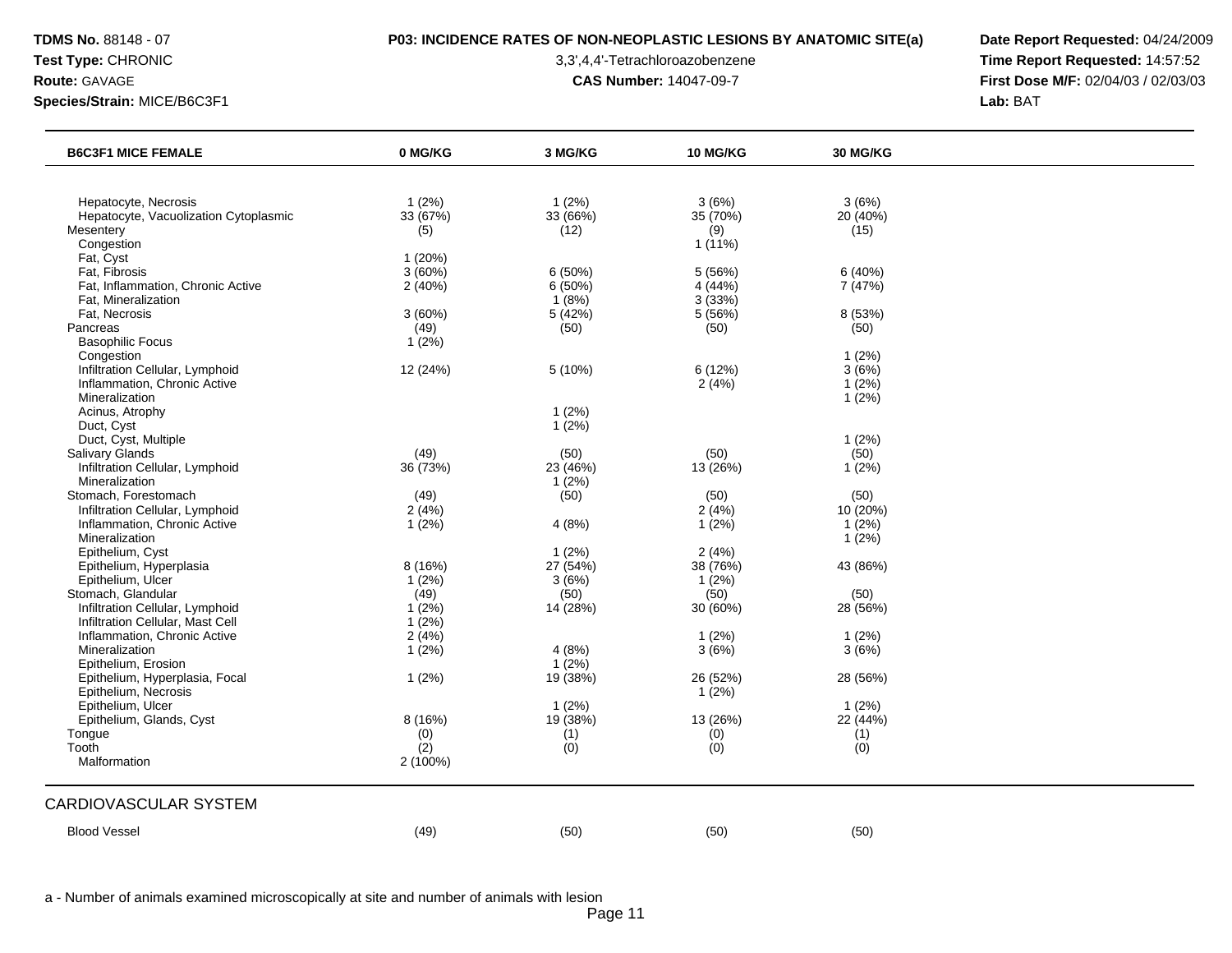**TDMS No.** 88148 - 07
**Test Type:** CHRONIC
**Route:** GAVAGE
**Species/Strain:** MICE/B6C3F1

**P03: INCIDENCE RATES OF NON-NEOPLASTIC LESIONS BY ANATOMIC SITE(a)**

3,3',4,4'-Tetrachloroazobenzene

**CAS Number:** 14047-09-7

**Date Report Requested:** 04/24/2009
**Time Report Requested:** 14:57:52
**First Dose M/F:** 02/04/03 / 02/03/03
**Lab:** BAT

| B6C3F1 MICE FEMALE | 0 MG/KG | 3 MG/KG | 10 MG/KG | 30 MG/KG |
|---|---|---|---|---|
| Hepatocyte, Necrosis | 1 (2%) | 1 (2%) | 3 (6%) | 3 (6%) |
| Hepatocyte, Vacuolization Cytoplasmic | 33 (67%) | 33 (66%) | 35 (70%) | 20 (40%) |
| Mesentery | (5) | (12) | (9) | (15) |
| Congestion | | | 1 (11%) | |
| Fat, Cyst | 1 (20%) | | | |
| Fat, Fibrosis | 3 (60%) | 6 (50%) | 5 (56%) | 6 (40%) |
| Fat, Inflammation, Chronic Active | 2 (40%) | 6 (50%) | 4 (44%) | 7 (47%) |
| Fat, Mineralization | | 1 (8%) | 3 (33%) | |
| Fat, Necrosis | 3 (60%) | 5 (42%) | 5 (56%) | 8 (53%) |
| Pancreas | (49) | (50) | (50) | (50) |
| Basophilic Focus | 1 (2%) | | | |
| Congestion | | | | 1 (2%) |
| Infiltration Cellular, Lymphoid | 12 (24%) | 5 (10%) | 6 (12%) | 3 (6%) |
| Inflammation, Chronic Active | | | 2 (4%) | 1 (2%) |
| Mineralization | | | | 1 (2%) |
| Acinus, Atrophy | | 1 (2%) | | |
| Duct, Cyst | | 1 (2%) | | |
| Duct, Cyst, Multiple | | | | 1 (2%) |
| Salivary Glands | (49) | (50) | (50) | (50) |
| Infiltration Cellular, Lymphoid | 36 (73%) | 23 (46%) | 13 (26%) | 1 (2%) |
| Mineralization | | 1 (2%) | | |
| Stomach, Forestomach | (49) | (50) | (50) | (50) |
| Infiltration Cellular, Lymphoid | 2 (4%) | | 2 (4%) | 10 (20%) |
| Inflammation, Chronic Active | 1 (2%) | 4 (8%) | 1 (2%) | 1 (2%) |
| Mineralization | | | | 1 (2%) |
| Epithelium, Cyst | | 1 (2%) | 2 (4%) | |
| Epithelium, Hyperplasia | 8 (16%) | 27 (54%) | 38 (76%) | 43 (86%) |
| Epithelium, Ulcer | 1 (2%) | 3 (6%) | 1 (2%) | |
| Stomach, Glandular | (49) | (50) | (50) | (50) |
| Infiltration Cellular, Lymphoid | 1 (2%) | 14 (28%) | 30 (60%) | 28 (56%) |
| Infiltration Cellular, Mast Cell | 1 (2%) | | | |
| Inflammation, Chronic Active | 2 (4%) | | 1 (2%) | 1 (2%) |
| Mineralization | 1 (2%) | 4 (8%) | 3 (6%) | 3 (6%) |
| Epithelium, Erosion | | 1 (2%) | | |
| Epithelium, Hyperplasia, Focal | 1 (2%) | 19 (38%) | 26 (52%) | 28 (56%) |
| Epithelium, Necrosis | | | 1 (2%) | |
| Epithelium, Ulcer | | 1 (2%) | | 1 (2%) |
| Epithelium, Glands, Cyst | 8 (16%) | 19 (38%) | 13 (26%) | 22 (44%) |
| Tongue | (0) | (1) | (0) | (1) |
| Tooth | (2) | (0) | (0) | (0) |
| Malformation | 2 (100%) | | | |

## CARDIOVASCULAR SYSTEM

| | 0 MG/KG | 3 MG/KG | 10 MG/KG | 30 MG/KG |
|---|---|---|---|---|
| Blood Vessel | (49) | (50) | (50) | (50) |

a - Number of animals examined microscopically at site and number of animals with lesion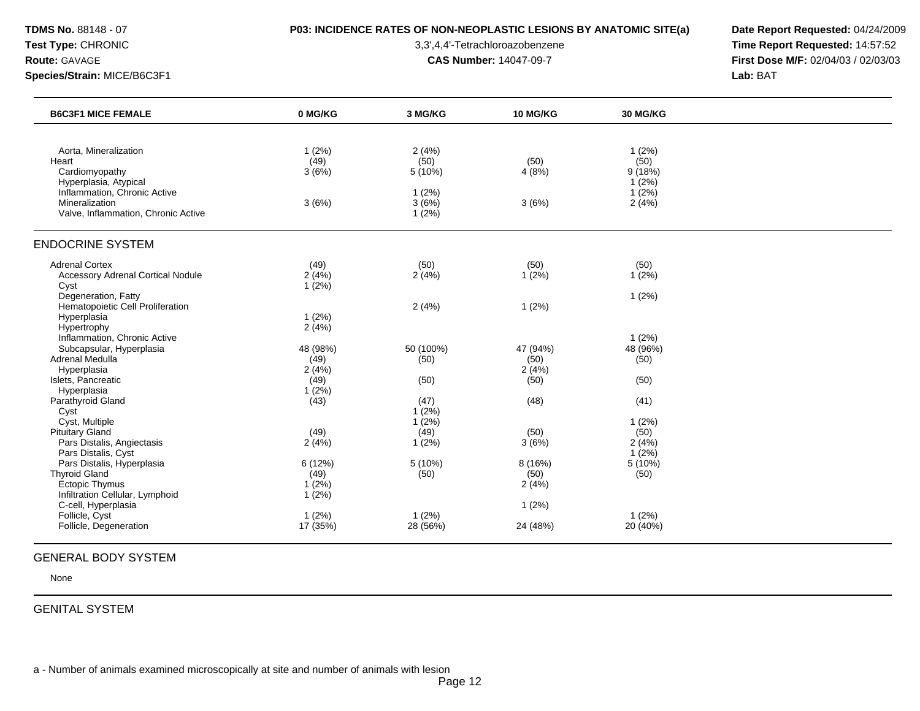**TDMS No.** 88148 - 07
**Test Type:** CHRONIC
**Route:** GAVAGE
**Species/Strain:** MICE/B6C3F1

**P03: INCIDENCE RATES OF NON-NEOPLASTIC LESIONS BY ANATOMIC SITE(a)**
3,3',4,4'-Tetrachloroazobenzene
**CAS Number:** 14047-09-7

**Date Report Requested:** 04/24/2009
**Time Report Requested:** 14:57:52
**First Dose M/F:** 02/04/03 / 02/03/03
**Lab:** BAT

| B6C3F1 MICE FEMALE | 0 MG/KG | 3 MG/KG | 10 MG/KG | 30 MG/KG |
|---|---|---|---|---|
| Aorta, Mineralization | 1 (2%) | 2 (4%) | | 1 (2%) |
| Heart | (49) | (50) | (50) | (50) |
| Cardiomyopathy | 3 (6%) | 5 (10%) | 4 (8%) | 9 (18%) |
| Hyperplasia, Atypical | | | | 1 (2%) |
| Inflammation, Chronic Active | | 1 (2%) | | 1 (2%) |
| Mineralization | 3 (6%) | 3 (6%) | 3 (6%) | 2 (4%) |
| Valve, Inflammation, Chronic Active | | 1 (2%) | | |

## ENDOCRINE SYSTEM

| B6C3F1 MICE FEMALE | 0 MG/KG | 3 MG/KG | 10 MG/KG | 30 MG/KG |
|---|---|---|---|---|
| Adrenal Cortex | (49) | (50) | (50) | (50) |
| Accessory Adrenal Cortical Nodule | 2 (4%) | 2 (4%) | 1 (2%) | 1 (2%) |
| Cyst | 1 (2%) | | | |
| Degeneration, Fatty | | | | 1 (2%) |
| Hematopoietic Cell Proliferation | | 2 (4%) | 1 (2%) | |
| Hyperplasia | 1 (2%) | | | |
| Hypertrophy | 2 (4%) | | | |
| Inflammation, Chronic Active | | | | 1 (2%) |
| Subcapsular, Hyperplasia | 48 (98%) | 50 (100%) | 47 (94%) | 48 (96%) |
| Adrenal Medulla | (49) | (50) | (50) | (50) |
| Hyperplasia | 2 (4%) | | 2 (4%) | |
| Islets, Pancreatic | (49) | (50) | (50) | (50) |
| Hyperplasia | 1 (2%) | | | |
| Parathyroid Gland | (43) | (47) | (48) | (41) |
| Cyst | | 1 (2%) | | |
| Cyst, Multiple | | 1 (2%) | | 1 (2%) |
| Pituitary Gland | (49) | (49) | (50) | (50) |
| Pars Distalis, Angiectasis | 2 (4%) | 1 (2%) | 3 (6%) | 2 (4%) |
| Pars Distalis, Cyst | | | | 1 (2%) |
| Pars Distalis, Hyperplasia | 6 (12%) | 5 (10%) | 8 (16%) | 5 (10%) |
| Thyroid Gland | (49) | (50) | (50) | (50) |
| Ectopic Thymus | 1 (2%) | | 2 (4%) | |
| Infiltration Cellular, Lymphoid | 1 (2%) | | | |
| C-cell, Hyperplasia | | | 1 (2%) | |
| Follicle, Cyst | 1 (2%) | 1 (2%) | | 1 (2%) |
| Follicle, Degeneration | 17 (35%) | 28 (56%) | 24 (48%) | 20 (40%) |

## GENERAL BODY SYSTEM

None

## GENITAL SYSTEM

a - Number of animals examined microscopically at site and number of animals with lesion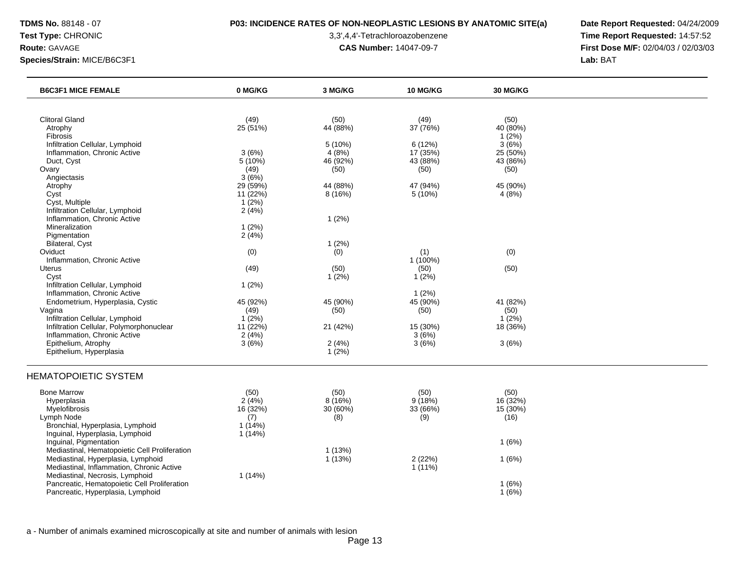**TDMS No.** 88148 - 07
**Test Type:** CHRONIC
**Route:** GAVAGE
**Species/Strain:** MICE/B6C3F1

**P03: INCIDENCE RATES OF NON-NEOPLASTIC LESIONS BY ANATOMIC SITE(a)**

3,3',4,4'-Tetrachloroazobenzene

**CAS Number:** 14047-09-7

**Date Report Requested:** 04/24/2009
**Time Report Requested:** 14:57:52
**First Dose M/F:** 02/04/03 / 02/03/03
**Lab:** BAT

| B6C3F1 MICE FEMALE | 0 MG/KG | 3 MG/KG | 10 MG/KG | 30 MG/KG |
|---|---|---|---|---|
| Clitoral Gland | (49) | (50) | (49) | (50) |
| Atrophy | 25 (51%) | 44 (88%) | 37 (76%) | 40 (80%) |
| Fibrosis | | | | 1 (2%) |
| Infiltration Cellular, Lymphoid | | 5 (10%) | 6 (12%) | 3 (6%) |
| Inflammation, Chronic Active | 3 (6%) | 4 (8%) | 17 (35%) | 25 (50%) |
| Duct, Cyst | 5 (10%) | 46 (92%) | 43 (88%) | 43 (86%) |
| Ovary | (49) | (50) | (50) | (50) |
| Angiectasis | 3 (6%) | | | |
| Atrophy | 29 (59%) | 44 (88%) | 47 (94%) | 45 (90%) |
| Cyst | 11 (22%) | 8 (16%) | 5 (10%) | 4 (8%) |
| Cyst, Multiple | 1 (2%) | | | |
| Infiltration Cellular, Lymphoid | 2 (4%) | | | |
| Inflammation, Chronic Active | | 1 (2%) | | |
| Mineralization | 1 (2%) | | | |
| Pigmentation | 2 (4%) | | | |
| Bilateral, Cyst | | 1 (2%) | | |
| Oviduct | (0) | (0) | (1) | (0) |
| Inflammation, Chronic Active | | | 1 (100%) | |
| Uterus | (49) | (50) | (50) | (50) |
| Cyst | | 1 (2%) | 1 (2%) | |
| Infiltration Cellular, Lymphoid | 1 (2%) | | | |
| Inflammation, Chronic Active | | | 1 (2%) | |
| Endometrium, Hyperplasia, Cystic | 45 (92%) | 45 (90%) | 45 (90%) | 41 (82%) |
| Vagina | (49) | (50) | (50) | (50) |
| Infiltration Cellular, Lymphoid | 1 (2%) | | | 1 (2%) |
| Infiltration Cellular, Polymorphonuclear | 11 (22%) | 21 (42%) | 15 (30%) | 18 (36%) |
| Inflammation, Chronic Active | 2 (4%) | | 3 (6%) | |
| Epithelium, Atrophy | 3 (6%) | 2 (4%) | 3 (6%) | 3 (6%) |
| Epithelium, Hyperplasia | | 1 (2%) | | |

## HEMATOPOIETIC SYSTEM

| B6C3F1 MICE FEMALE | 0 MG/KG | 3 MG/KG | 10 MG/KG | 30 MG/KG |
|---|---|---|---|---|
| Bone Marrow | (50) | (50) | (50) | (50) |
| Hyperplasia | 2 (4%) | 8 (16%) | 9 (18%) | 16 (32%) |
| Myelofibrosis | 16 (32%) | 30 (60%) | 33 (66%) | 15 (30%) |
| Lymph Node | (7) | (8) | (9) | (16) |
| Bronchial, Hyperplasia, Lymphoid | 1 (14%) | | | |
| Inguinal, Hyperplasia, Lymphoid | 1 (14%) | | | |
| Inguinal, Pigmentation | | | | 1 (6%) |
| Mediastinal, Hematopoietic Cell Proliferation | | 1 (13%) | | |
| Mediastinal, Hyperplasia, Lymphoid | | 1 (13%) | 2 (22%) | 1 (6%) |
| Mediastinal, Inflammation, Chronic Active | | | 1 (11%) | |
| Mediastinal, Necrosis, Lymphoid | 1 (14%) | | | |
| Pancreatic, Hematopoietic Cell Proliferation | | | | 1 (6%) |
| Pancreatic, Hyperplasia, Lymphoid | | | | 1 (6%) |

a - Number of animals examined microscopically at site and number of animals with lesion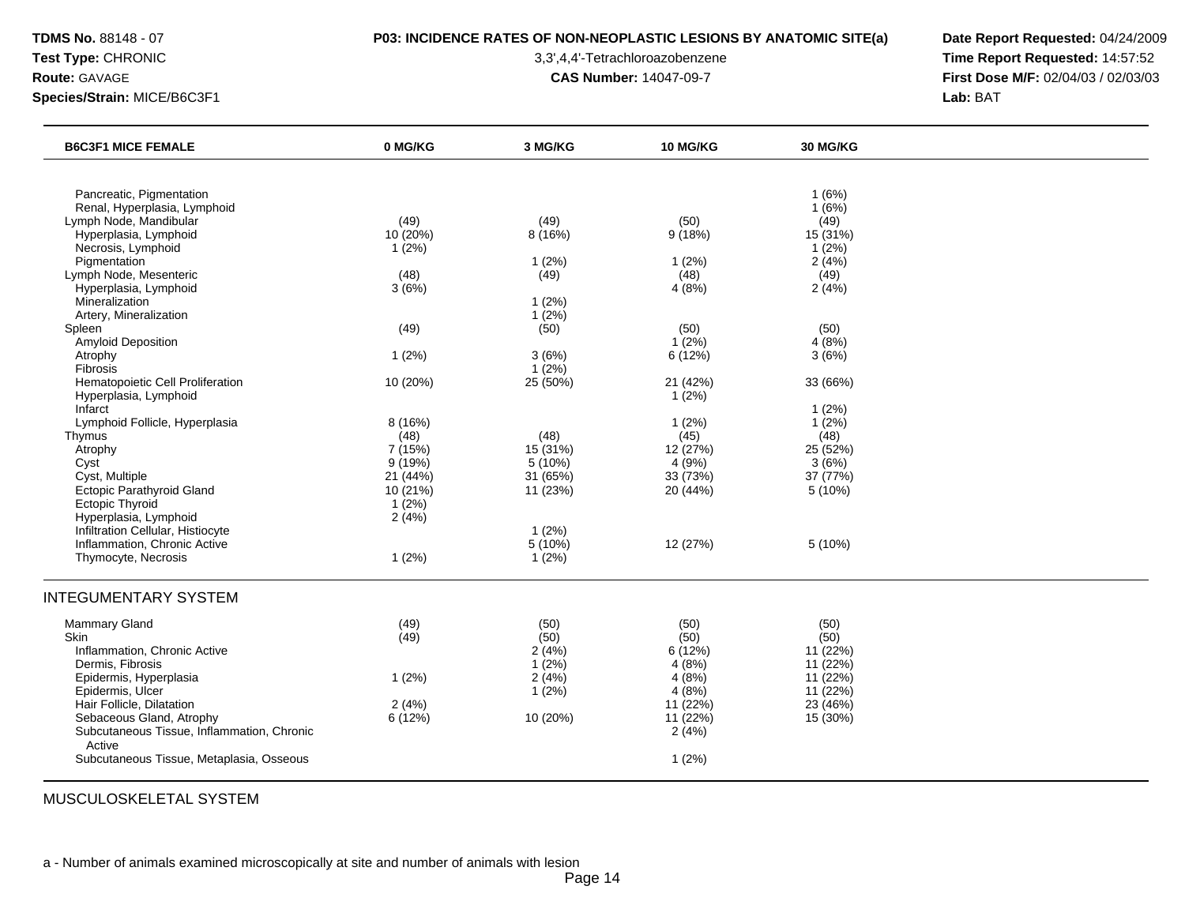**TDMS No.** 88148 - 07
**Test Type:** CHRONIC
**Route:** GAVAGE
**Species/Strain:** MICE/B6C3F1

**P03: INCIDENCE RATES OF NON-NEOPLASTIC LESIONS BY ANATOMIC SITE(a)**
3,3',4,4'-Tetrachloroazobenzene
**CAS Number:** 14047-09-7

**Date Report Requested:** 04/24/2009
**Time Report Requested:** 14:57:52
**First Dose M/F:** 02/04/03 / 02/03/03
**Lab:** BAT

| B6C3F1 MICE FEMALE | 0 MG/KG | 3 MG/KG | 10 MG/KG | 30 MG/KG |
|---|---|---|---|---|
| Pancreatic, Pigmentation | | | | 1 (6%) |
| Renal, Hyperplasia, Lymphoid | | | | 1 (6%) |
| Lymph Node, Mandibular | (49) | (49) | (50) | (49) |
| Hyperplasia, Lymphoid | 10 (20%) | 8 (16%) | 9 (18%) | 15 (31%) |
| Necrosis, Lymphoid | 1 (2%) | | | 1 (2%) |
| Pigmentation | | 1 (2%) | 1 (2%) | 2 (4%) |
| Lymph Node, Mesenteric | (48) | (49) | (48) | (49) |
| Hyperplasia, Lymphoid | 3 (6%) | | 4 (8%) | 2 (4%) |
| Mineralization | | 1 (2%) | | |
| Artery, Mineralization | | 1 (2%) | | |
| Spleen | (49) | (50) | (50) | (50) |
| Amyloid Deposition | | | 1 (2%) | 4 (8%) |
| Atrophy | 1 (2%) | 3 (6%) | 6 (12%) | 3 (6%) |
| Fibrosis | | 1 (2%) | | |
| Hematopoietic Cell Proliferation | 10 (20%) | 25 (50%) | 21 (42%) | 33 (66%) |
| Hyperplasia, Lymphoid | | | 1 (2%) | |
| Infarct | | | | 1 (2%) |
| Lymphoid Follicle, Hyperplasia | 8 (16%) | | 1 (2%) | 1 (2%) |
| Thymus | (48) | (48) | (45) | (48) |
| Atrophy | 7 (15%) | 15 (31%) | 12 (27%) | 25 (52%) |
| Cyst | 9 (19%) | 5 (10%) | 4 (9%) | 3 (6%) |
| Cyst, Multiple | 21 (44%) | 31 (65%) | 33 (73%) | 37 (77%) |
| Ectopic Parathyroid Gland | 10 (21%) | 11 (23%) | 20 (44%) | 5 (10%) |
| Ectopic Thyroid | 1 (2%) | | | |
| Hyperplasia, Lymphoid | 2 (4%) | | | |
| Infiltration Cellular, Histiocyte | | 1 (2%) | | |
| Inflammation, Chronic Active | | 5 (10%) | 12 (27%) | 5 (10%) |
| Thymocyte, Necrosis | 1 (2%) | 1 (2%) | | |
| **INTEGUMENTARY SYSTEM** | | | | |
| Mammary Gland | (49) | (50) | (50) | (50) |
| Skin | (49) | (50) | (50) | (50) |
| Inflammation, Chronic Active | | 2 (4%) | 6 (12%) | 11 (22%) |
| Dermis, Fibrosis | | 1 (2%) | 4 (8%) | 11 (22%) |
| Epidermis, Hyperplasia | 1 (2%) | 2 (4%) | 4 (8%) | 11 (22%) |
| Epidermis, Ulcer | | 1 (2%) | 4 (8%) | 11 (22%) |
| Hair Follicle, Dilatation | 2 (4%) | | 11 (22%) | 23 (46%) |
| Sebaceous Gland, Atrophy | 6 (12%) | 10 (20%) | 11 (22%) | 15 (30%) |
| Subcutaneous Tissue, Inflammation, Chronic Active | | | 2 (4%) | |
| Subcutaneous Tissue, Metaplasia, Osseous | | | 1 (2%) | |
| **MUSCULOSKELETAL SYSTEM** | | | | |

a - Number of animals examined microscopically at site and number of animals with lesion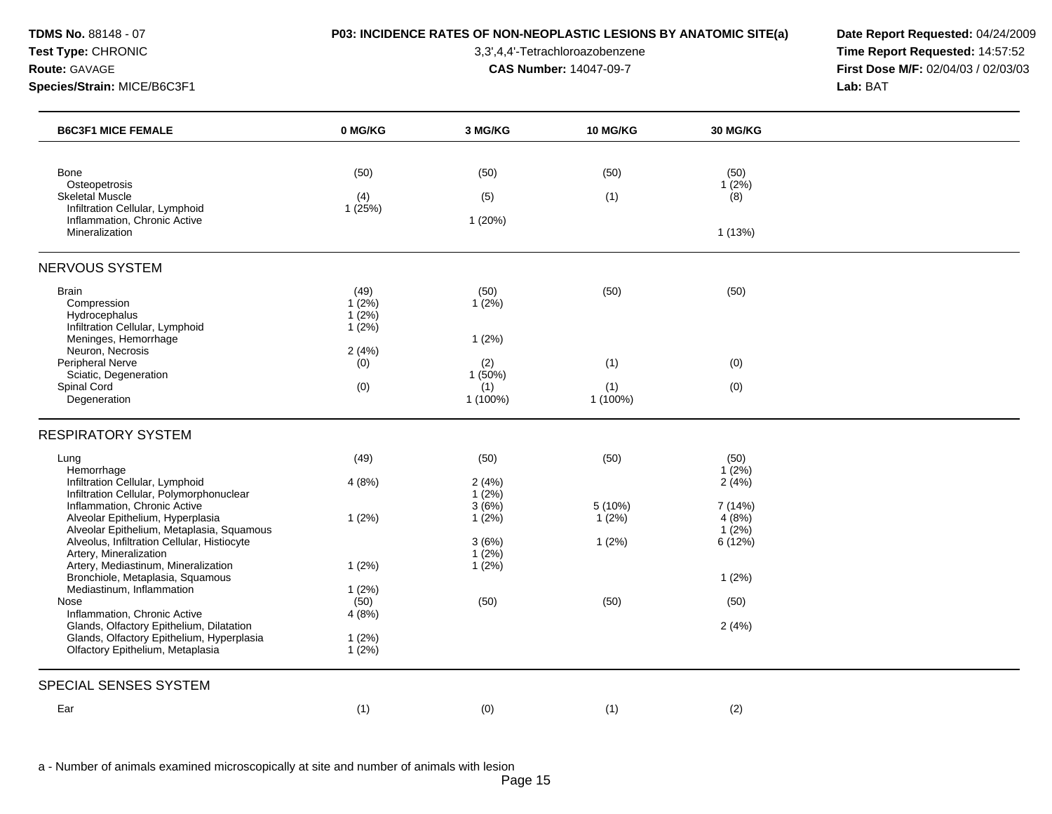**TDMS No.** 88148 - 07
**Test Type:** CHRONIC
**Route:** GAVAGE
**Species/Strain:** MICE/B6C3F1

**P03: INCIDENCE RATES OF NON-NEOPLASTIC LESIONS BY ANATOMIC SITE(a)**

3,3',4,4'-Tetrachloroazobenzene

**CAS Number:** 14047-09-7

**Date Report Requested:** 04/24/2009
**Time Report Requested:** 14:57:52
**First Dose M/F:** 02/04/03 / 02/03/03
**Lab:** BAT

| B6C3F1 MICE FEMALE | 0 MG/KG | 3 MG/KG | 10 MG/KG | 30 MG/KG |
|---|---|---|---|---|
| Bone | (50) | (50) | (50) | (50) |
| Osteopetrosis | | | | 1 (2%) |
| Skeletal Muscle | (4) | (5) | (1) | (8) |
| Infiltration Cellular, Lymphoid | 1 (25%) | | | |
| Inflammation, Chronic Active | | 1 (20%) | | |
| Mineralization | | | | 1 (13%) |
| **NERVOUS SYSTEM** | | | | |
| Brain | (49) | (50) | (50) | (50) |
| Compression | 1 (2%) | 1 (2%) | | |
| Hydrocephalus | 1 (2%) | | | |
| Infiltration Cellular, Lymphoid | 1 (2%) | | | |
| Meninges, Hemorrhage | | 1 (2%) | | |
| Neuron, Necrosis | 2 (4%) | | | |
| Peripheral Nerve | (0) | (2) | (1) | (0) |
| Sciatic, Degeneration | | 1 (50%) | | |
| Spinal Cord | (0) | (1) | (1) | (0) |
| Degeneration | | 1 (100%) | 1 (100%) | |
| **RESPIRATORY SYSTEM** | | | | |
| Lung | (49) | (50) | (50) | (50) |
| Hemorrhage | | | | 1 (2%) |
| Infiltration Cellular, Lymphoid | 4 (8%) | 2 (4%) | | 2 (4%) |
| Infiltration Cellular, Polymorphonuclear | | 1 (2%) | | |
| Inflammation, Chronic Active | | 3 (6%) | 5 (10%) | 7 (14%) |
| Alveolar Epithelium, Hyperplasia | 1 (2%) | 1 (2%) | 1 (2%) | 4 (8%) |
| Alveolar Epithelium, Metaplasia, Squamous | | | | 1 (2%) |
| Alveolus, Infiltration Cellular, Histiocyte | | 3 (6%) | 1 (2%) | 6 (12%) |
| Artery, Mineralization | | 1 (2%) | | |
| Artery, Mediastinum, Mineralization | 1 (2%) | 1 (2%) | | |
| Bronchiole, Metaplasia, Squamous | | | | 1 (2%) |
| Mediastinum, Inflammation | 1 (2%) | | | |
| Nose | (50) | (50) | (50) | (50) |
| Inflammation, Chronic Active | 4 (8%) | | | |
| Glands, Olfactory Epithelium, Dilatation | | | | 2 (4%) |
| Glands, Olfactory Epithelium, Hyperplasia | 1 (2%) | | | |
| Olfactory Epithelium, Metaplasia | 1 (2%) | | | |
| **SPECIAL SENSES SYSTEM** | | | | |
| Ear | (1) | (0) | (1) | (2) |

a - Number of animals examined microscopically at site and number of animals with lesion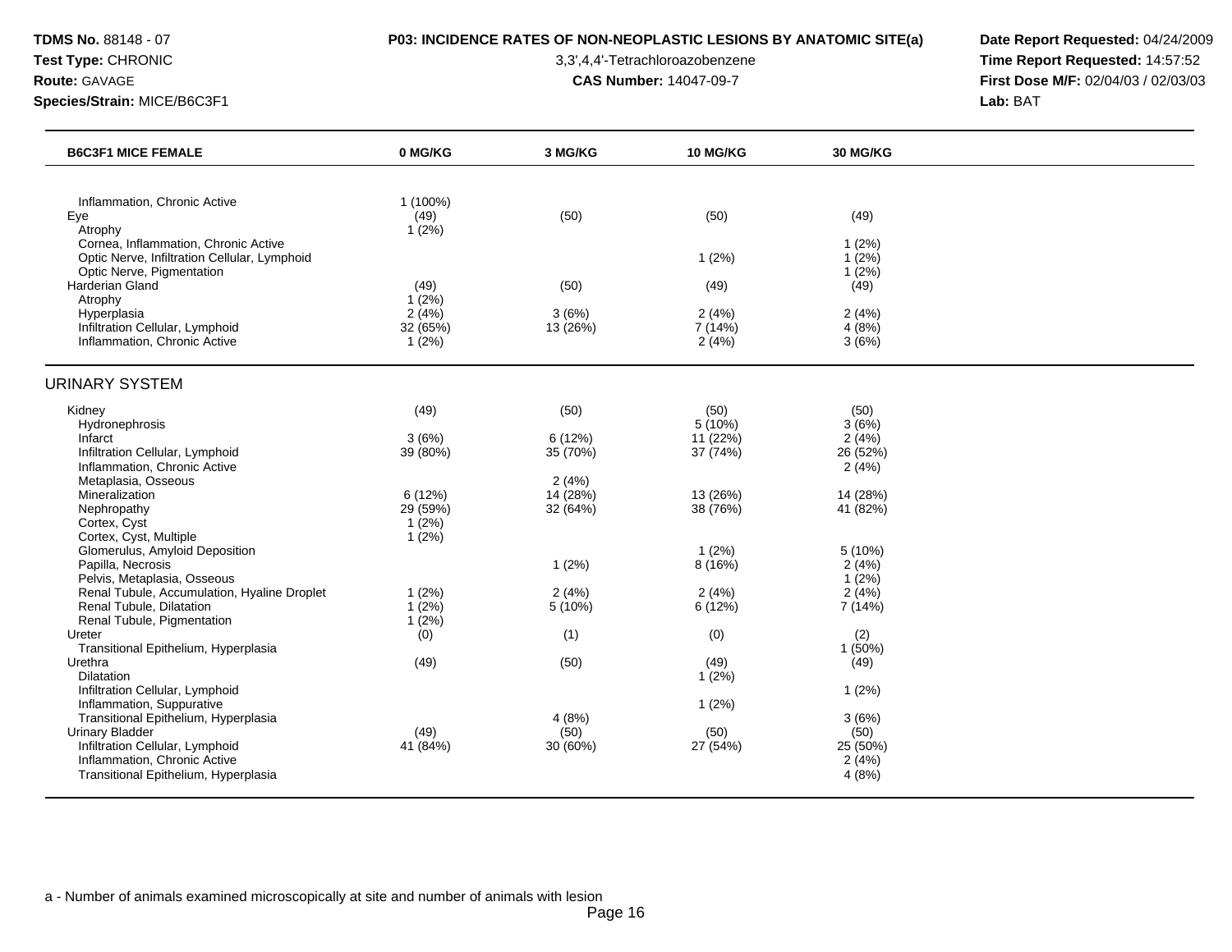**TDMS No.** 88148 - 07
**Test Type:** CHRONIC
**Route:** GAVAGE
**Species/Strain:** MICE/B6C3F1

**P03: INCIDENCE RATES OF NON-NEOPLASTIC LESIONS BY ANATOMIC SITE(a)**
3,3',4,4'-Tetrachloroazobenzene
**CAS Number:** 14047-09-7

**Date Report Requested:** 04/24/2009
**Time Report Requested:** 14:57:52
**First Dose M/F:** 02/04/03 / 02/03/03
**Lab:** BAT

| B6C3F1 MICE FEMALE | 0 MG/KG | 3 MG/KG | 10 MG/KG | 30 MG/KG |
|---|---|---|---|---|
| Inflammation, Chronic Active | 1 (100%) | | | |
| Eye | (49) | (50) | (50) | (49) |
| Atrophy | 1 (2%) | | | |
| Cornea, Inflammation, Chronic Active | | | | 1 (2%) |
| Optic Nerve, Infiltration Cellular, Lymphoid | | | 1 (2%) | 1 (2%) |
| Optic Nerve, Pigmentation | | | | 1 (2%) |
| Harderian Gland | (49) | (50) | (49) | (49) |
| Atrophy | 1 (2%) | | | |
| Hyperplasia | 2 (4%) | 3 (6%) | 2 (4%) | 2 (4%) |
| Infiltration Cellular, Lymphoid | 32 (65%) | 13 (26%) | 7 (14%) | 4 (8%) |
| Inflammation, Chronic Active | 1 (2%) | | 2 (4%) | 3 (6%) |
| **URINARY SYSTEM** | | | | |
| Kidney | (49) | (50) | (50) | (50) |
| Hydronephrosis | | | 5 (10%) | 3 (6%) |
| Infarct | 3 (6%) | 6 (12%) | 11 (22%) | 2 (4%) |
| Infiltration Cellular, Lymphoid | 39 (80%) | 35 (70%) | 37 (74%) | 26 (52%) |
| Inflammation, Chronic Active | | | | 2 (4%) |
| Metaplasia, Osseous | | 2 (4%) | | |
| Mineralization | 6 (12%) | 14 (28%) | 13 (26%) | 14 (28%) |
| Nephropathy | 29 (59%) | 32 (64%) | 38 (76%) | 41 (82%) |
| Cortex, Cyst | 1 (2%) | | | |
| Cortex, Cyst, Multiple | 1 (2%) | | | |
| Glomerulus, Amyloid Deposition | | | 1 (2%) | 5 (10%) |
| Papilla, Necrosis | | 1 (2%) | 8 (16%) | 2 (4%) |
| Pelvis, Metaplasia, Osseous | | | | 1 (2%) |
| Renal Tubule, Accumulation, Hyaline Droplet | 1 (2%) | 2 (4%) | 2 (4%) | 2 (4%) |
| Renal Tubule, Dilatation | 1 (2%) | 5 (10%) | 6 (12%) | 7 (14%) |
| Renal Tubule, Pigmentation | 1 (2%) | | | |
| Ureter | (0) | (1) | (0) | (2) |
| Transitional Epithelium, Hyperplasia | | | | 1 (50%) |
| Urethra | (49) | (50) | (49) | (49) |
| Dilatation | | | 1 (2%) | |
| Infiltration Cellular, Lymphoid | | | | 1 (2%) |
| Inflammation, Suppurative | | | 1 (2%) | |
| Transitional Epithelium, Hyperplasia | | 4 (8%) | | 3 (6%) |
| Urinary Bladder | (49) | (50) | (50) | (50) |
| Infiltration Cellular, Lymphoid | 41 (84%) | 30 (60%) | 27 (54%) | 25 (50%) |
| Inflammation, Chronic Active | | | | 2 (4%) |
| Transitional Epithelium, Hyperplasia | | | | 4 (8%) |

a - Number of animals examined microscopically at site and number of animals with lesion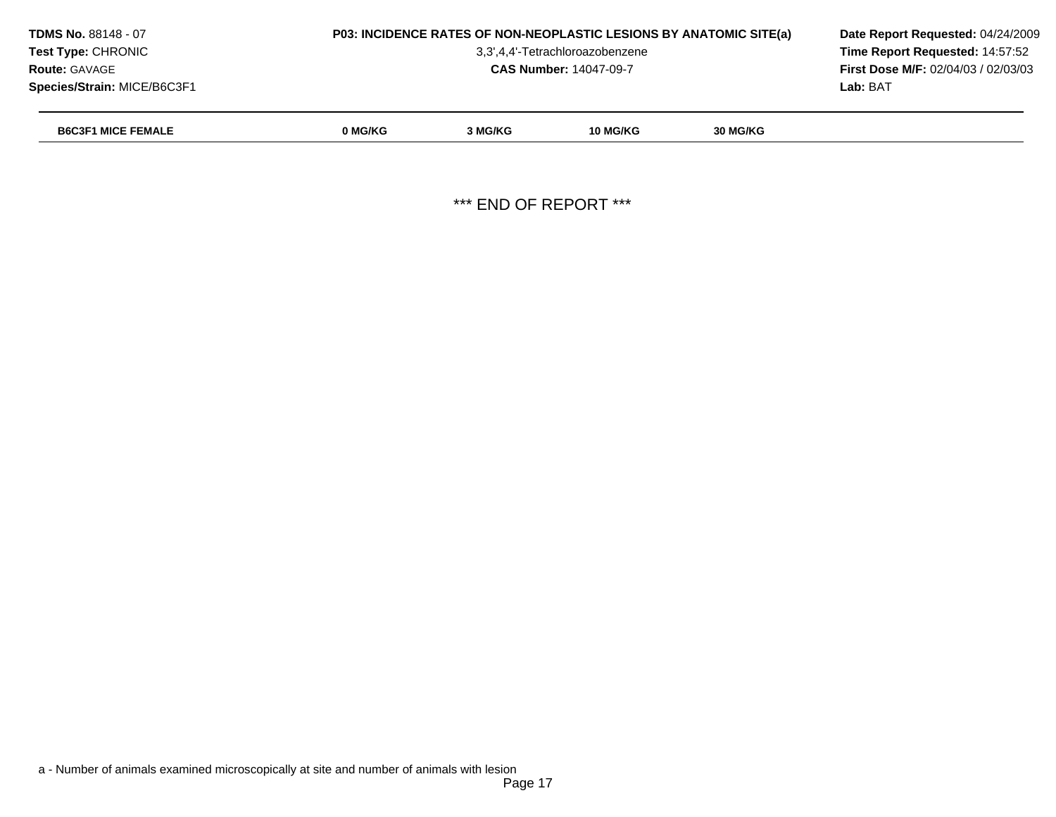**TDMS No.** 88148 - 07
**Test Type:** CHRONIC
**Route:** GAVAGE
**Species/Strain:** MICE/B6C3F1

**P03: INCIDENCE RATES OF NON-NEOPLASTIC LESIONS BY ANATOMIC SITE(a)**
3,3',4,4'-Tetrachloroazobenzene
**CAS Number:** 14047-09-7

**Date Report Requested:** 04/24/2009
**Time Report Requested:** 14:57:52
**First Dose M/F:** 02/04/03 / 02/03/03
**Lab:** BAT

| B6C3F1 MICE FEMALE | 0 MG/KG | 3 MG/KG | 10 MG/KG | 30 MG/KG |
|---|---|---|---|---|

\*\*\* END OF REPORT \*\*\*

a - Number of animals examined microscopically at site and number of animals with lesion